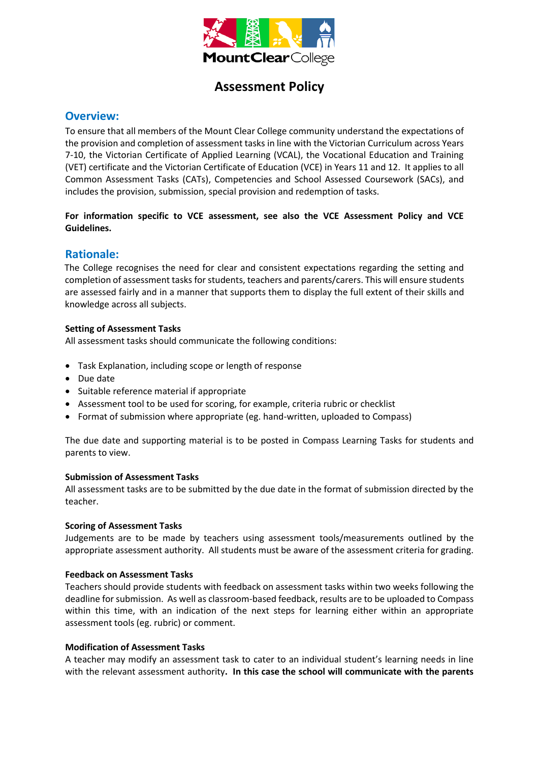MountClear College

# Assessment Policy

## Overview:

To ensure that all members of the Mount Clear College community understand the expectations of the provision and completion of assessment tasks in line with the Victorian Curriculum across Years 7-10, the Victorian Certificate of Applied Learning (VCAL), the Vocational Education and Training (VET) certificate and the Victorian Certificate of Education (VCE) in Years 11 and 12. It applies to all Common Assessment Tasks (CATs), Competencies and School Assessed Coursework (SACs), and includes the provision, submission, special provision and redemption of tasks.

**For information specific to VCE assessment, see also the VCE Assessment Policy and VCE Guidelines.**

## Rationale:

The College recognises the need for clear and consistent expectations regarding the setting and completion of assessment tasks for students, teachers and parents/carers. This will ensure students are assessed fairly and in a manner that supports them to display the full extent of their skills and knowledge across all subjects.

### Setting of Assessment Tasks

All assessment tasks should communicate the following conditions:

- Task Explanation, including scope or length of response
- Due date
- Suitable reference material if appropriate
- Assessment tool to be used for scoring, for example, criteria rubric or checklist
- Format of submission where appropriate (eg. hand-written, uploaded to Compass)

The due date and supporting material is to be posted in Compass Learning Tasks for students and parents to view.

### Submission of Assessment Tasks

All assessment tasks are to be submitted by the due date in the format of submission directed by the teacher.

### Scoring of Assessment Tasks

Judgements are to be made by teachers using assessment tools/measurements outlined by the appropriate assessment authority. All students must be aware of the assessment criteria for grading.

### Feedback on Assessment Tasks

Teachers should provide students with feedback on assessment tasks within two weeks following the deadline for submission. As well as classroom-based feedback, results are to be uploaded to Compass within this time, with an indication of the next steps for learning either within an appropriate assessment tools (eg. rubric) or comment.

### Modification of Assessment Tasks

A teacher may modify an assessment task to cater to an individual student's learning needs in line with the relevant assessment authority. **In this case the school will communicate with the parents**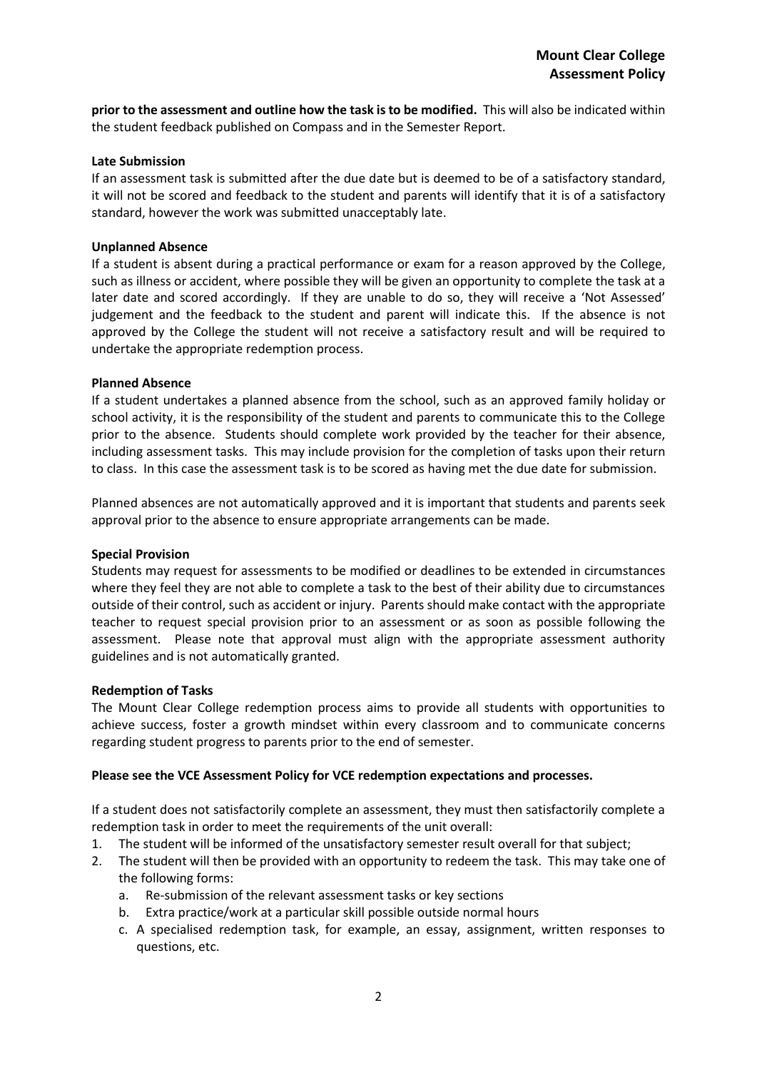**prior to the assessment and outline how the task is to be modified.** This will also be indicated within the student feedback published on Compass and in the Semester Report.

**Late Submission**

If an assessment task is submitted after the due date but is deemed to be of a satisfactory standard, it will not be scored and feedback to the student and parents will identify that it is of a satisfactory standard, however the work was submitted unacceptably late.

**Unplanned Absence**

If a student is absent during a practical performance or exam for a reason approved by the College, such as illness or accident, where possible they will be given an opportunity to complete the task at a later date and scored accordingly. If they are unable to do so, they will receive a 'Not Assessed' judgement and the feedback to the student and parent will indicate this. If the absence is not approved by the College the student will not receive a satisfactory result and will be required to undertake the appropriate redemption process.

**Planned Absence**

If a student undertakes a planned absence from the school, such as an approved family holiday or school activity, it is the responsibility of the student and parents to communicate this to the College prior to the absence. Students should complete work provided by the teacher for their absence, including assessment tasks. This may include provision for the completion of tasks upon their return to class. In this case the assessment task is to be scored as having met the due date for submission.

Planned absences are not automatically approved and it is important that students and parents seek approval prior to the absence to ensure appropriate arrangements can be made.

**Special Provision**

Students may request for assessments to be modified or deadlines to be extended in circumstances where they feel they are not able to complete a task to the best of their ability due to circumstances outside of their control, such as accident or injury. Parents should make contact with the appropriate teacher to request special provision prior to an assessment or as soon as possible following the assessment. Please note that approval must align with the appropriate assessment authority guidelines and is not automatically granted.

**Redemption of Tasks**

The Mount Clear College redemption process aims to provide all students with opportunities to achieve success, foster a growth mindset within every classroom and to communicate concerns regarding student progress to parents prior to the end of semester.

**Please see the VCE Assessment Policy for VCE redemption expectations and processes.**

If a student does not satisfactorily complete an assessment, they must then satisfactorily complete a redemption task in order to meet the requirements of the unit overall:

1. The student will be informed of the unsatisfactory semester result overall for that subject;
2. The student will then be provided with an opportunity to redeem the task. This may take one of the following forms:
   a. Re-submission of the relevant assessment tasks or key sections
   b. Extra practice/work at a particular skill possible outside normal hours
   c. A specialised redemption task, for example, an essay, assignment, written responses to questions, etc.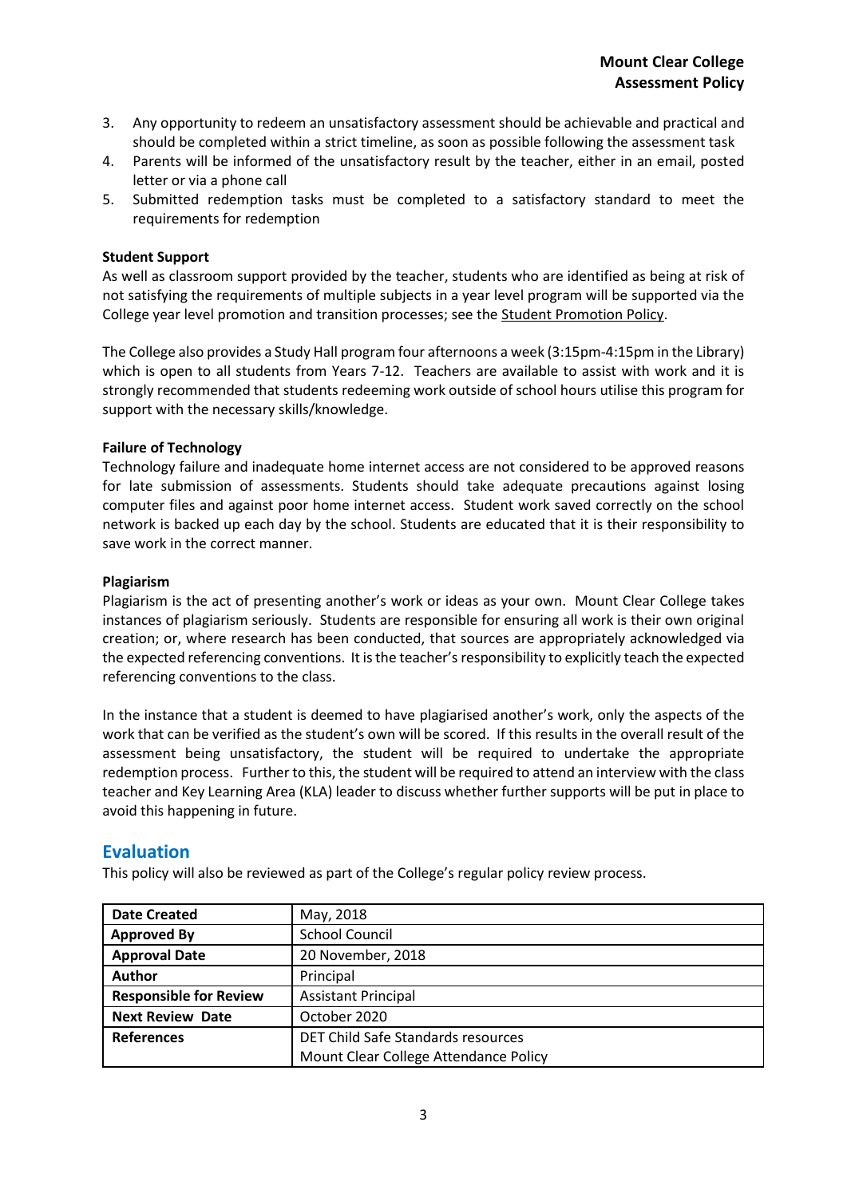3. Any opportunity to redeem an unsatisfactory assessment should be achievable and practical and should be completed within a strict timeline, as soon as possible following the assessment task
4. Parents will be informed of the unsatisfactory result by the teacher, either in an email, posted letter or via a phone call
5. Submitted redemption tasks must be completed to a satisfactory standard to meet the requirements for redemption

**Student Support**

As well as classroom support provided by the teacher, students who are identified as being at risk of not satisfying the requirements of multiple subjects in a year level program will be supported via the College year level promotion and transition processes; see the Student Promotion Policy.

The College also provides a Study Hall program four afternoons a week (3:15pm-4:15pm in the Library) which is open to all students from Years 7-12. Teachers are available to assist with work and it is strongly recommended that students redeeming work outside of school hours utilise this program for support with the necessary skills/knowledge.

**Failure of Technology**

Technology failure and inadequate home internet access are not considered to be approved reasons for late submission of assessments. Students should take adequate precautions against losing computer files and against poor home internet access. Student work saved correctly on the school network is backed up each day by the school. Students are educated that it is their responsibility to save work in the correct manner.

**Plagiarism**

Plagiarism is the act of presenting another's work or ideas as your own. Mount Clear College takes instances of plagiarism seriously. Students are responsible for ensuring all work is their own original creation; or, where research has been conducted, that sources are appropriately acknowledged via the expected referencing conventions. It is the teacher's responsibility to explicitly teach the expected referencing conventions to the class.

In the instance that a student is deemed to have plagiarised another's work, only the aspects of the work that can be verified as the student's own will be scored. If this results in the overall result of the assessment being unsatisfactory, the student will be required to undertake the appropriate redemption process. Further to this, the student will be required to attend an interview with the class teacher and Key Learning Area (KLA) leader to discuss whether further supports will be put in place to avoid this happening in future.

## Evaluation

This policy will also be reviewed as part of the College's regular policy review process.

| | |
|---|---|
| **Date Created** | May, 2018 |
| **Approved By** | School Council |
| **Approval Date** | 20 November, 2018 |
| **Author** | Principal |
| **Responsible for Review** | Assistant Principal |
| **Next Review Date** | October 2020 |
| **References** | DET Child Safe Standards resources<br>Mount Clear College Attendance Policy |